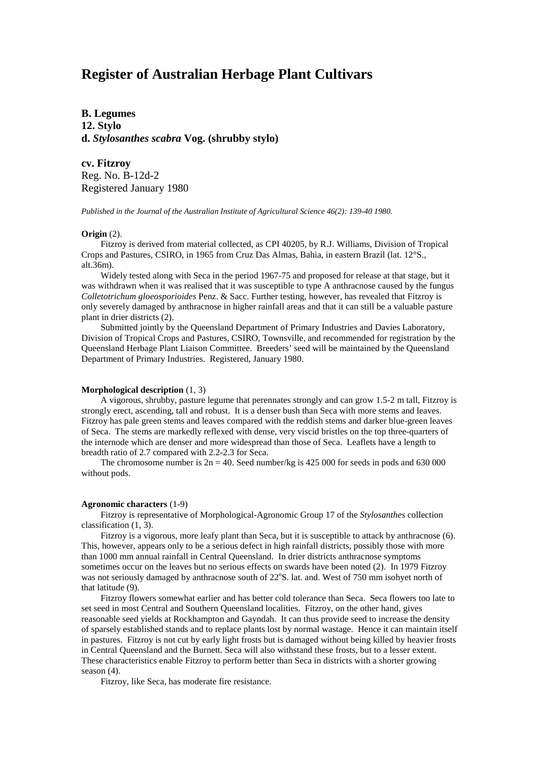# Register of Australian Herbage Plant Cultivars

**B. Legumes**
**12. Stylo**
**d. *Stylosanthes scabra* Vog. (shrubby stylo)**

**cv. Fitzroy**
Reg. No. B-12d-2
Registered January 1980

*Published in the Journal of the Australian Institute of Agricultural Science 46(2): 139-40 1980.*

**Origin** (2).

Fitzroy is derived from material collected, as CPI 40205, by R.J. Williams, Division of Tropical Crops and Pastures, CSIRO, in 1965 from Cruz Das Almas, Bahia, in eastern Brazil (lat. 12°S., alt.36m).

Widely tested along with Seca in the period 1967-75 and proposed for release at that stage, but it was withdrawn when it was realised that it was susceptible to type A anthracnose caused by the fungus *Colletotrichum gloeosporioides* Penz. & Sacc. Further testing, however, has revealed that Fitzroy is only severely damaged by anthracnose in higher rainfall areas and that it can still be a valuable pasture plant in drier districts (2).

Submitted jointly by the Queensland Department of Primary Industries and Davies Laboratory, Division of Tropical Crops and Pastures, CSIRO, Townsville, and recommended for registration by the Queensland Herbage Plant Liaison Committee. Breeders' seed will be maintained by the Queensland Department of Primary Industries. Registered, January 1980.

**Morphological description** (1, 3)

A vigorous, shrubby, pasture legume that perennates strongly and can grow 1.5-2 m tall, Fitzroy is strongly erect, ascending, tall and robust. It is a denser bush than Seca with more stems and leaves. Fitzroy has pale green stems and leaves compared with the reddish stems and darker blue-green leaves of Seca. The stems are markedly reflexed with dense, very viscid bristles on the top three-quarters of the internode which are denser and more widespread than those of Seca. Leaflets have a length to breadth ratio of 2.7 compared with 2.2-2.3 for Seca.

The chromosome number is $2n = 40$. Seed number/kg is 425 000 for seeds in pods and 630 000 without pods.

**Agronomic characters** (1-9)

Fitzroy is representative of Morphological-Agronomic Group 17 of the *Stylosanthes* collection classification (1, 3).

Fitzroy is a vigorous, more leafy plant than Seca, but it is susceptible to attack by anthracnose (6). This, however, appears only to be a serious defect in high rainfall districts, possibly those with more than 1000 mm annual rainfall in Central Queensland. In drier districts anthracnose symptoms sometimes occur on the leaves but no serious effects on swards have been noted (2). In 1979 Fitzroy was not seriously damaged by anthracnose south of 22°S. lat. and. West of 750 mm isohyet north of that latitude (9).

Fitzroy flowers somewhat earlier and has better cold tolerance than Seca. Seca flowers too late to set seed in most Central and Southern Queensland localities. Fitzroy, on the other hand, gives reasonable seed yields at Rockhampton and Gayndah. It can thus provide seed to increase the density of sparsely established stands and to replace plants lost by normal wastage. Hence it can maintain itself in pastures. Fitzroy is not cut by early light frosts but is damaged without being killed by heavier frosts in Central Queensland and the Burnett. Seca will also withstand these frosts, but to a lesser extent. These characteristics enable Fitzroy to perform better than Seca in districts with a shorter growing season (4).

Fitzroy, like Seca, has moderate fire resistance.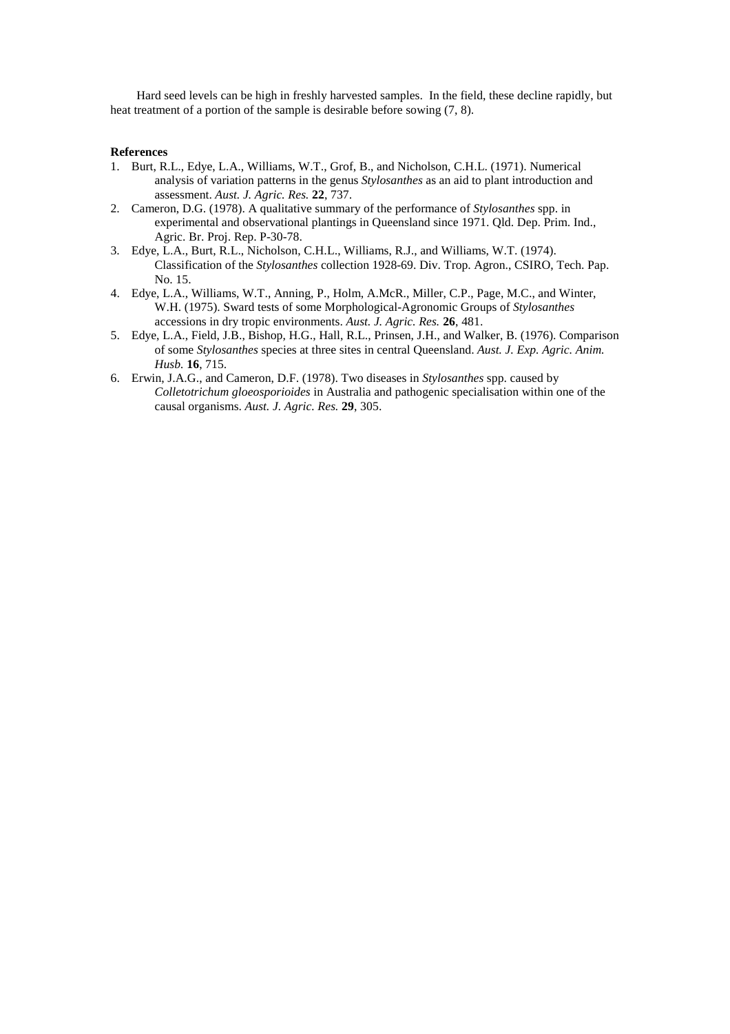Hard seed levels can be high in freshly harvested samples. In the field, these decline rapidly, but heat treatment of a portion of the sample is desirable before sowing (7, 8).

**References**

1. Burt, R.L., Edye, L.A., Williams, W.T., Grof, B., and Nicholson, C.H.L. (1971). Numerical analysis of variation patterns in the genus *Stylosanthes* as an aid to plant introduction and assessment. *Aust. J. Agric. Res.* **22**, 737.
2. Cameron, D.G. (1978). A qualitative summary of the performance of *Stylosanthes* spp. in experimental and observational plantings in Queensland since 1971. Qld. Dep. Prim. Ind., Agric. Br. Proj. Rep. P-30-78.
3. Edye, L.A., Burt, R.L., Nicholson, C.H.L., Williams, R.J., and Williams, W.T. (1974). Classification of the *Stylosanthes* collection 1928-69. Div. Trop. Agron., CSIRO, Tech. Pap. No. 15.
4. Edye, L.A., Williams, W.T., Anning, P., Holm, A.McR., Miller, C.P., Page, M.C., and Winter, W.H. (1975). Sward tests of some Morphological-Agronomic Groups of *Stylosanthes* accessions in dry tropic environments. *Aust. J. Agric. Res.* **26**, 481.
5. Edye, L.A., Field, J.B., Bishop, H.G., Hall, R.L., Prinsen, J.H., and Walker, B. (1976). Comparison of some *Stylosanthes* species at three sites in central Queensland. *Aust. J. Exp. Agric. Anim. Husb.* **16**, 715.
6. Erwin, J.A.G., and Cameron, D.F. (1978). Two diseases in *Stylosanthes* spp. caused by *Colletotrichum gloeosporioides* in Australia and pathogenic specialisation within one of the causal organisms. *Aust. J. Agric. Res.* **29**, 305.